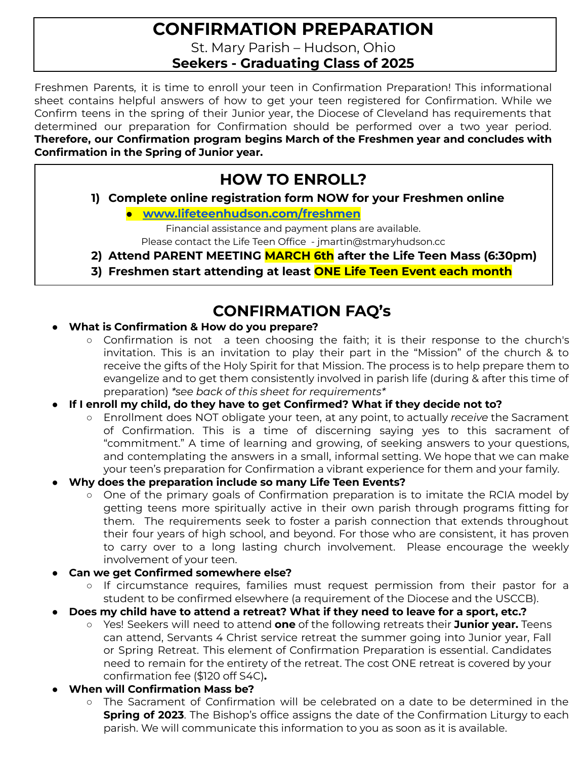# CONFIRMATION PREPARATION

St. Mary Parish – Hudson, Ohio

**Seekers - Graduating Class of 2025**

Freshmen Parents, it is time to enroll your teen in Confirmation Preparation! This informational sheet contains helpful answers of how to get your teen registered for Confirmation. While we Confirm teens in the spring of their Junior year, the Diocese of Cleveland has requirements that determined our preparation for Confirmation should be performed over a two year period. **Therefore, our Confirmation program begins March of the Freshmen year and concludes with Confirmation in the Spring of Junior year.**

## HOW TO ENROLL?

1) **Complete online registration form NOW for your Freshmen online**
   - **[www.lifeteenhudson.com/freshmen](http://www.lifeteenhudson.com/freshmen)**

   Financial assistance and payment plans are available.
   Please contact the Life Teen Office - jmartin@stmaryhudson.cc
2) **Attend PARENT MEETING MARCH 6th after the Life Teen Mass (6:30pm)**
3) **Freshmen start attending at least ONE Life Teen Event each month**

## CONFIRMATION FAQ's

- **What is Confirmation & How do you prepare?**
  - Confirmation is not a teen choosing the faith; it is their response to the church's invitation. This is an invitation to play their part in the "Mission" of the church & to receive the gifts of the Holy Spirit for that Mission. The process is to help prepare them to evangelize and to get them consistently involved in parish life (during & after this time of preparation) *\*see back of this sheet for requirements\**
- **If I enroll my child, do they have to get Confirmed? What if they decide not to?**
  - Enrollment does NOT obligate your teen, at any point, to actually *receive* the Sacrament of Confirmation. This is a time of discerning saying yes to this sacrament of "commitment." A time of learning and growing, of seeking answers to your questions, and contemplating the answers in a small, informal setting. We hope that we can make your teen's preparation for Confirmation a vibrant experience for them and your family.
- **Why does the preparation include so many Life Teen Events?**
  - One of the primary goals of Confirmation preparation is to imitate the RCIA model by getting teens more spiritually active in their own parish through programs fitting for them. The requirements seek to foster a parish connection that extends throughout their four years of high school, and beyond. For those who are consistent, it has proven to carry over to a long lasting church involvement. Please encourage the weekly involvement of your teen.
- **Can we get Confirmed somewhere else?**
  - If circumstance requires, families must request permission from their pastor for a student to be confirmed elsewhere (a requirement of the Diocese and the USCCB).
- **Does my child have to attend a retreat? What if they need to leave for a sport, etc.?**
  - Yes! Seekers will need to attend **one** of the following retreats their **Junior year.** Teens can attend, Servants 4 Christ service retreat the summer going into Junior year, Fall or Spring Retreat. This element of Confirmation Preparation is essential. Candidates need to remain for the entirety of the retreat. The cost ONE retreat is covered by your confirmation fee ($120 off S4C)**.**
- **When will Confirmation Mass be?**
  - The Sacrament of Confirmation will be celebrated on a date to be determined in the **Spring of 2023**. The Bishop's office assigns the date of the Confirmation Liturgy to each parish. We will communicate this information to you as soon as it is available.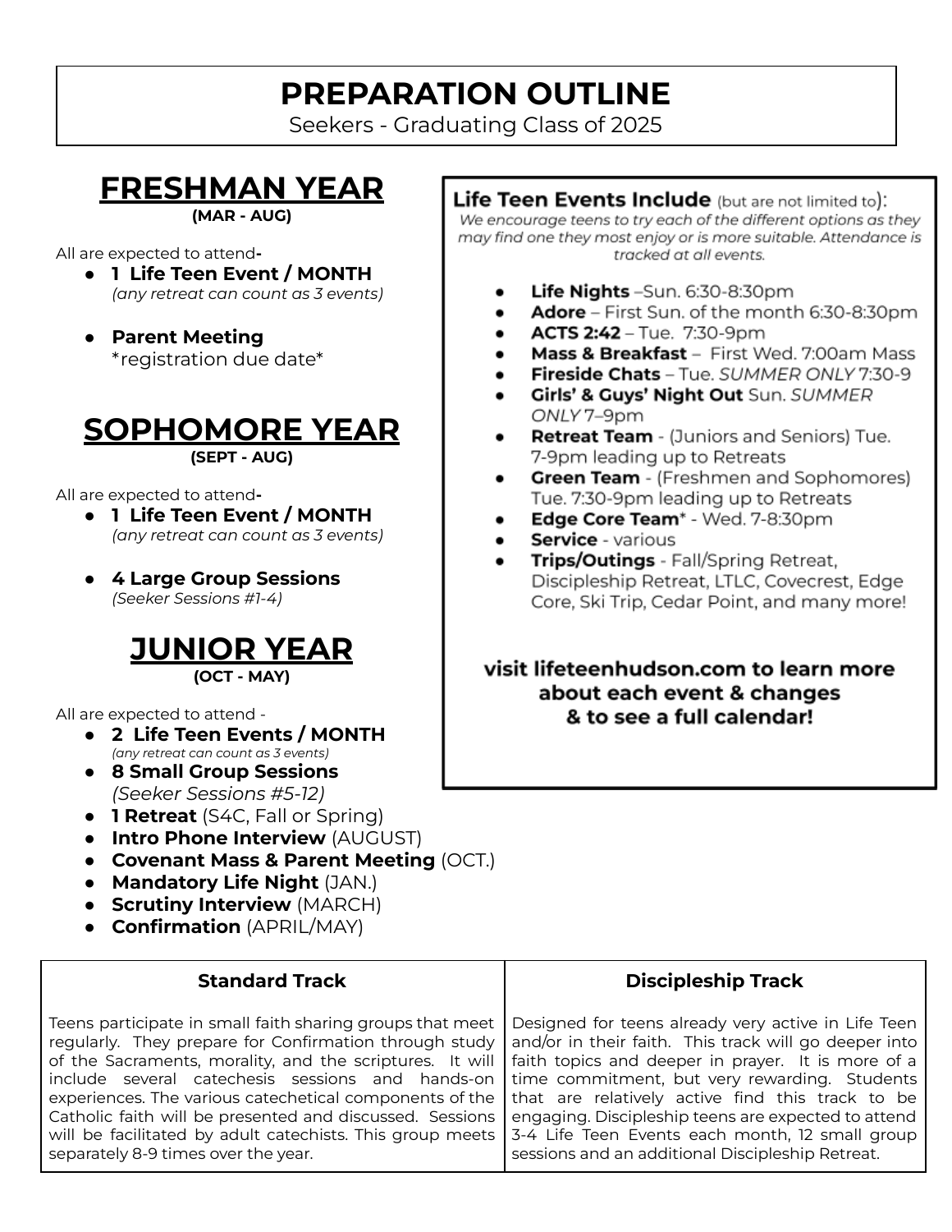# PREPARATION OUTLINE

Seekers - Graduating Class of 2025

## FRESHMAN YEAR

**(MAR - AUG)**

All are expected to attend**-**

- **1 Life Teen Event / MONTH**
  *(any retreat can count as 3 events)*
- **Parent Meeting**
  *registration due date*

## SOPHOMORE YEAR

**(SEPT - AUG)**

All are expected to attend**-**

- **1 Life Teen Event / MONTH**
  *(any retreat can count as 3 events)*
- **4 Large Group Sessions**
  *(Seeker Sessions #1-4)*

## JUNIOR YEAR

**(OCT - MAY)**

All are expected to attend -

- **2 Life Teen Events / MONTH**
  *(any retreat can count as 3 events)*
- **8 Small Group Sessions**
  *(Seeker Sessions #5-12)*
- **1 Retreat** (S4C, Fall or Spring)
- **Intro Phone Interview** (AUGUST)
- **Covenant Mass & Parent Meeting** (OCT.)
- **Mandatory Life Night** (JAN.)
- **Scrutiny Interview** (MARCH)
- **Confirmation** (APRIL/MAY)

**Life Teen Events Include** (but are not limited to):

*We encourage teens to try each of the different options as they may find one they most enjoy or is more suitable. Attendance is tracked at all events.*

- **Life Nights** –Sun. 6:30-8:30pm
- **Adore** – First Sun. of the month 6:30-8:30pm
- **ACTS 2:42** – Tue. 7:30-9pm
- **Mass & Breakfast** – First Wed. 7:00am Mass
- **Fireside Chats** – Tue. *SUMMER ONLY* 7:30-9
- **Girls' & Guys' Night Out** Sun. *SUMMER ONLY* 7–9pm
- **Retreat Team** - (Juniors and Seniors) Tue. 7-9pm leading up to Retreats
- **Green Team** - (Freshmen and Sophomores) Tue. 7:30-9pm leading up to Retreats
- **Edge Core Team*** - Wed. 7-8:30pm
- **Service** - various
- **Trips/Outings** - Fall/Spring Retreat, Discipleship Retreat, LTLC, Covecrest, Edge Core, Ski Trip, Cedar Point, and many more!

**visit lifeteenhudson.com to learn more about each event & changes & to see a full calendar!**

| Standard Track | Discipleship Track |
| --- | --- |
| Teens participate in small faith sharing groups that meet regularly. They prepare for Confirmation through study of the Sacraments, morality, and the scriptures. It will include several catechesis sessions and hands-on experiences. The various catechetical components of the Catholic faith will be presented and discussed. Sessions will be facilitated by adult catechists. This group meets separately 8-9 times over the year. | Designed for teens already very active in Life Teen and/or in their faith. This track will go deeper into faith topics and deeper in prayer. It is more of a time commitment, but very rewarding. Students that are relatively active find this track to be engaging. Discipleship teens are expected to attend 3-4 Life Teen Events each month, 12 small group sessions and an additional Discipleship Retreat. |